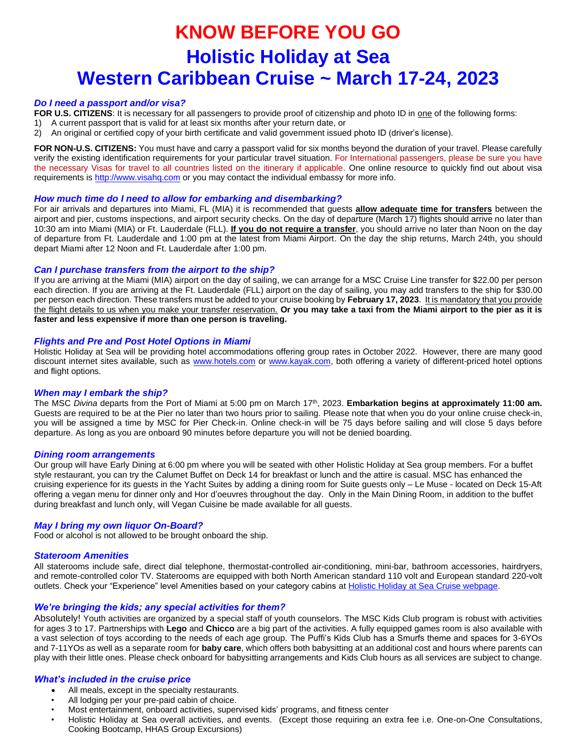# KNOW BEFORE YOU GO

# Holistic Holiday at Sea

# Western Caribbean Cruise ~ March 17-24, 2023

### *Do I need a passport and/or visa?*

**FOR U.S. CITIZENS**: It is necessary for all passengers to provide proof of citizenship and photo ID in one of the following forms:

1) A current passport that is valid for at least six months after your return date, or
2) An original or certified copy of your birth certificate and valid government issued photo ID (driver's license).

**FOR NON-U.S. CITIZENS:** You must have and carry a passport valid for six months beyond the duration of your travel. Please carefully verify the existing identification requirements for your particular travel situation. For International passengers, please be sure you have the necessary Visas for travel to all countries listed on the itinerary if applicable. One online resource to quickly find out about visa requirements is http://www.visahq.com or you may contact the individual embassy for more info.

### *How much time do I need to allow for embarking and disembarking?*

For air arrivals and departures into Miami, FL (MIA) it is recommended that guests **allow adequate time for transfers** between the airport and pier, customs inspections, and airport security checks. On the day of departure (March 17) flights should arrive no later than 10:30 am into Miami (MIA) or Ft. Lauderdale (FLL). **If you do not require a transfer**, you should arrive no later than Noon on the day of departure from Ft. Lauderdale and 1:00 pm at the latest from Miami Airport. On the day the ship returns, March 24th, you should depart Miami after 12 Noon and Ft. Lauderdale after 1:00 pm.

### *Can I purchase transfers from the airport to the ship?*

If you are arriving at the Miami (MIA) airport on the day of sailing, we can arrange for a MSC Cruise Line transfer for $22.00 per person each direction. If you are arriving at the Ft. Lauderdale (FLL) airport on the day of sailing, you may add transfers to the ship for $30.00 per person each direction. These transfers must be added to your cruise booking by **February 17, 2023**. It is mandatory that you provide the flight details to us when you make your transfer reservation. **Or you may take a taxi from the Miami airport to the pier as it is faster and less expensive if more than one person is traveling.**

### *Flights and Pre and Post Hotel Options in Miami*

Holistic Holiday at Sea will be providing hotel accommodations offering group rates in October 2022. However, there are many good discount internet sites available, such as www.hotels.com or www.kayak.com, both offering a variety of different-priced hotel options and flight options.

### *When may I embark the ship?*

The MSC *Divina* departs from the Port of Miami at 5:00 pm on March 17th, 2023. **Embarkation begins at approximately 11:00 am.** Guests are required to be at the Pier no later than two hours prior to sailing. Please note that when you do your online cruise check-in, you will be assigned a time by MSC for Pier Check-in. Online check-in will be 75 days before sailing and will close 5 days before departure. As long as you are onboard 90 minutes before departure you will not be denied boarding.

### *Dining room arrangements*

Our group will have Early Dining at 6:00 pm where you will be seated with other Holistic Holiday at Sea group members. For a buffet style restaurant, you can try the Calumet Buffet on Deck 14 for breakfast or lunch and the attire is casual. MSC has enhanced the cruising experience for its guests in the Yacht Suites by adding a dining room for Suite guests only – Le Muse - located on Deck 15-Aft offering a vegan menu for dinner only and Hor d'oeuvres throughout the day. Only in the Main Dining Room, in addition to the buffet during breakfast and lunch only, will Vegan Cuisine be made available for all guests.

### *May I bring my own liquor On-Board?*

Food or alcohol is not allowed to be brought onboard the ship.

### *Stateroom Amenities*

All staterooms include safe, direct dial telephone, thermostat-controlled air-conditioning, mini-bar, bathroom accessories, hairdryers, and remote-controlled color TV. Staterooms are equipped with both North American standard 110 volt and European standard 220-volt outlets. Check your "Experience" level Amenities based on your category cabins at Holistic Holiday at Sea Cruise webpage.

### *We're bringing the kids; any special activities for them?*

Absolutely! Youth activities are organized by a special staff of youth counselors. The MSC Kids Club program is robust with activities for ages 3 to 17. Partnerships with **Lego** and **Chicco** are a big part of the activities. A fully equipped games room is also available with a vast selection of toys according to the needs of each age group. The Puffi's Kids Club has a Smurfs theme and spaces for 3-6YOs and 7-11YOs as well as a separate room for **baby care**, which offers both babysitting at an additional cost and hours where parents can play with their little ones. Please check onboard for babysitting arrangements and Kids Club hours as all services are subject to change.

### *What's included in the cruise price*

- All meals, except in the specialty restaurants.
- All lodging per your pre-paid cabin of choice.
- Most entertainment, onboard activities, supervised kids' programs, and fitness center
- Holistic Holiday at Sea overall activities, and events. (Except those requiring an extra fee i.e. One-on-One Consultations, Cooking Bootcamp, HHAS Group Excursions)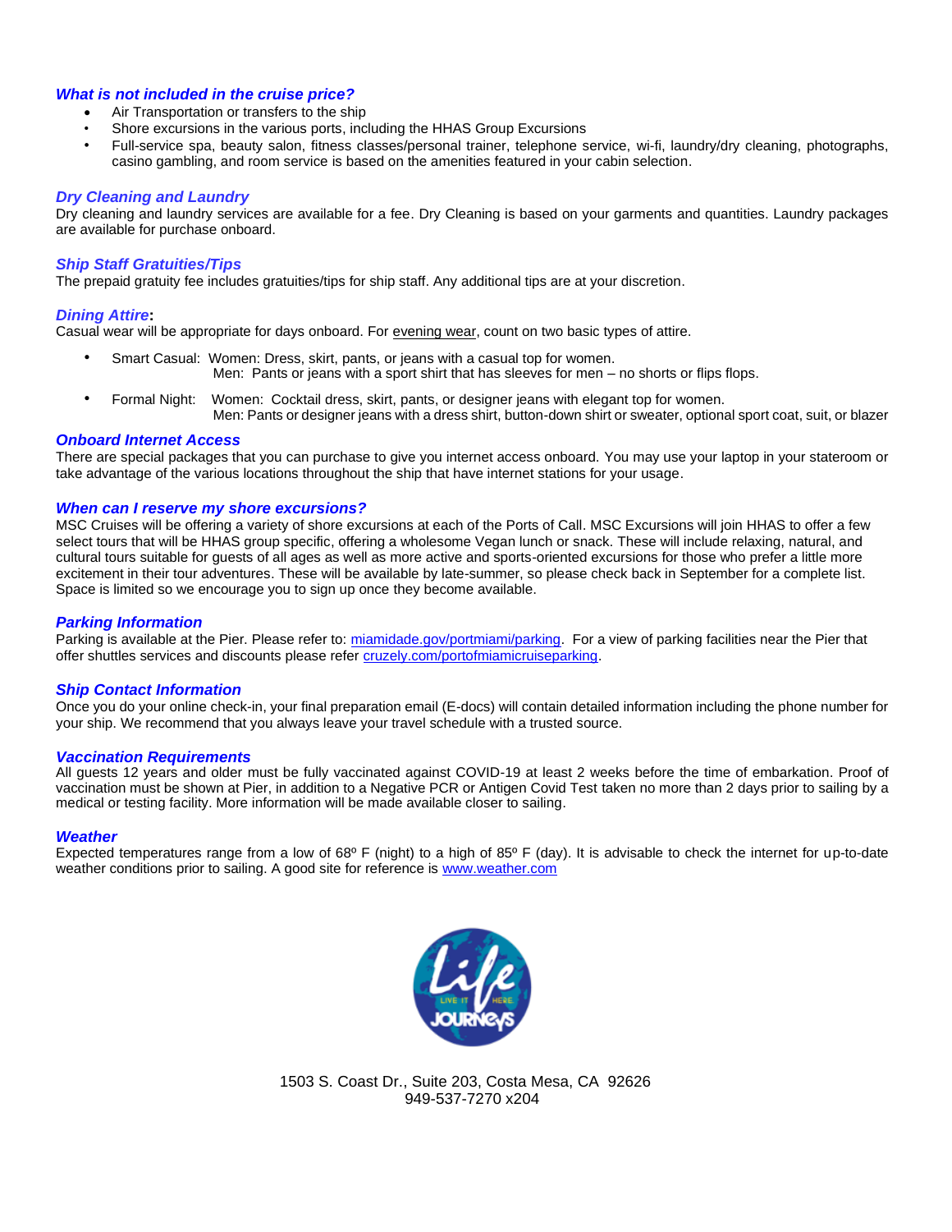### *What is not included in the cruise price?*

- Air Transportation or transfers to the ship
- Shore excursions in the various ports, including the HHAS Group Excursions
- Full-service spa, beauty salon, fitness classes/personal trainer, telephone service, wi-fi, laundry/dry cleaning, photographs, casino gambling, and room service is based on the amenities featured in your cabin selection.

### *Dry Cleaning and Laundry*

Dry cleaning and laundry services are available for a fee. Dry Cleaning is based on your garments and quantities. Laundry packages are available for purchase onboard.

### *Ship Staff Gratuities/Tips*

The prepaid gratuity fee includes gratuities/tips for ship staff. Any additional tips are at your discretion.

### *Dining Attire*:

Casual wear will be appropriate for days onboard. For evening wear, count on two basic types of attire.

- Smart Casual: Women: Dress, skirt, pants, or jeans with a casual top for women.
  Men: Pants or jeans with a sport shirt that has sleeves for men – no shorts or flips flops.
- Formal Night: Women: Cocktail dress, skirt, pants, or designer jeans with elegant top for women.
  Men: Pants or designer jeans with a dress shirt, button-down shirt or sweater, optional sport coat, suit, or blazer

### *Onboard Internet Access*

There are special packages that you can purchase to give you internet access onboard. You may use your laptop in your stateroom or take advantage of the various locations throughout the ship that have internet stations for your usage.

### *When can I reserve my shore excursions?*

MSC Cruises will be offering a variety of shore excursions at each of the Ports of Call. MSC Excursions will join HHAS to offer a few select tours that will be HHAS group specific, offering a wholesome Vegan lunch or snack. These will include relaxing, natural, and cultural tours suitable for guests of all ages as well as more active and sports-oriented excursions for those who prefer a little more excitement in their tour adventures. These will be available by late-summer, so please check back in September for a complete list. Space is limited so we encourage you to sign up once they become available.

### *Parking Information*

Parking is available at the Pier. Please refer to: miamidade.gov/portmiami/parking. For a view of parking facilities near the Pier that offer shuttles services and discounts please refer cruzely.com/portofmiamicruiseparking.

### *Ship Contact Information*

Once you do your online check-in, your final preparation email (E-docs) will contain detailed information including the phone number for your ship. We recommend that you always leave your travel schedule with a trusted source.

### *Vaccination Requirements*

All guests 12 years and older must be fully vaccinated against COVID-19 at least 2 weeks before the time of embarkation. Proof of vaccination must be shown at Pier, in addition to a Negative PCR or Antigen Covid Test taken no more than 2 days prior to sailing by a medical or testing facility. More information will be made available closer to sailing.

### *Weather*

Expected temperatures range from a low of 68º F (night) to a high of 85º F (day). It is advisable to check the internet for up-to-date weather conditions prior to sailing. A good site for reference is www.weather.com

Life LIVE IT HERE JOURNEYS

1503 S. Coast Dr., Suite 203, Costa Mesa, CA 92626
949-537-7270 x204